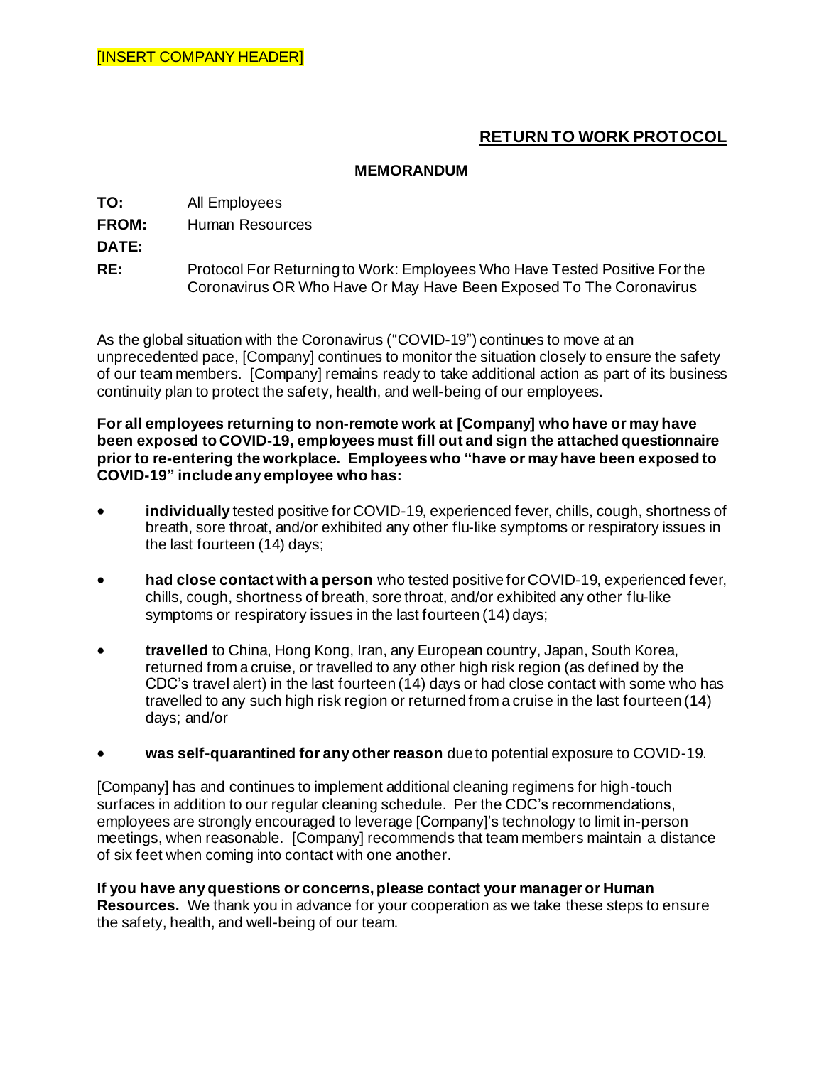[INSERT COMPANY HEADER]

# RETURN TO WORK PROTOCOL

**MEMORANDUM**

**TO:** All Employees

**FROM:** Human Resources

**DATE:**

**RE:** Protocol For Returning to Work: Employees Who Have Tested Positive For the Coronavirus <u>OR</u> Who Have Or May Have Been Exposed To The Coronavirus

---

As the global situation with the Coronavirus ("COVID-19") continues to move at an unprecedented pace, [Company] continues to monitor the situation closely to ensure the safety of our team members. [Company] remains ready to take additional action as part of its business continuity plan to protect the safety, health, and well-being of our employees.

**For all employees returning to non-remote work at [Company] who have or may have been exposed to COVID-19, employees must fill out and sign the attached questionnaire prior to re-entering the workplace. Employees who "have or may have been exposed to COVID-19" include any employee who has:**

- **individually** tested positive for COVID-19, experienced fever, chills, cough, shortness of breath, sore throat, and/or exhibited any other flu-like symptoms or respiratory issues in the last fourteen (14) days;
- **had close contact with a person** who tested positive for COVID-19, experienced fever, chills, cough, shortness of breath, sore throat, and/or exhibited any other flu-like symptoms or respiratory issues in the last fourteen (14) days;
- **travelled** to China, Hong Kong, Iran, any European country, Japan, South Korea, returned from a cruise, or travelled to any other high risk region (as defined by the CDC's travel alert) in the last fourteen (14) days or had close contact with some who has travelled to any such high risk region or returned from a cruise in the last fourteen (14) days; and/or
- **was self-quarantined for any other reason** due to potential exposure to COVID-19.

[Company] has and continues to implement additional cleaning regimens for high-touch surfaces in addition to our regular cleaning schedule. Per the CDC's recommendations, employees are strongly encouraged to leverage [Company]'s technology to limit in-person meetings, when reasonable. [Company] recommends that team members maintain a distance of six feet when coming into contact with one another.

**If you have any questions or concerns, please contact your manager or Human Resources.** We thank you in advance for your cooperation as we take these steps to ensure the safety, health, and well-being of our team.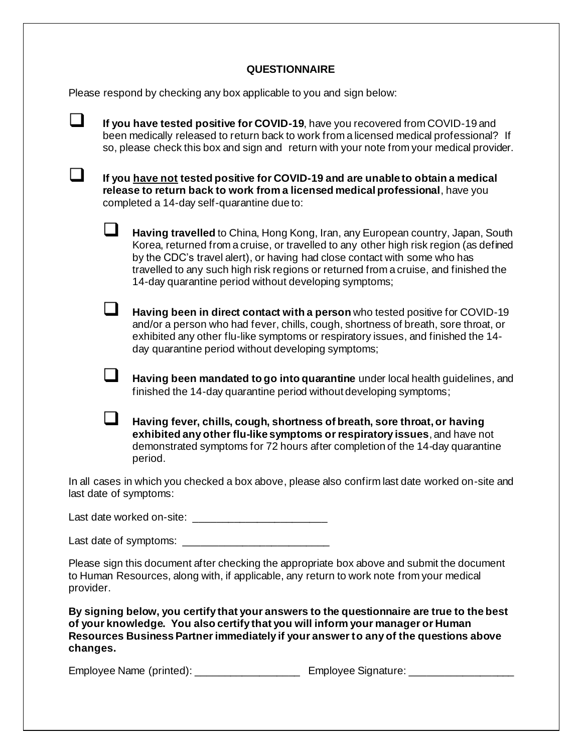## QUESTIONNAIRE

Please respond by checking any box applicable to you and sign below:

- ☐ **If you have tested positive for COVID-19**, have you recovered from COVID-19 and been medically released to return back to work from a licensed medical professional? If so, please check this box and sign and return with your note from your medical provider.

- ☐ **If you <u>have not</u> tested positive for COVID-19 and are unable to obtain a medical release to return back to work from a licensed medical professional**, have you completed a 14-day self-quarantine due to:

  - ☐ **Having travelled** to China, Hong Kong, Iran, any European country, Japan, South Korea, returned from a cruise, or travelled to any other high risk region (as defined by the CDC's travel alert), or having had close contact with some who has travelled to any such high risk regions or returned from a cruise, and finished the 14-day quarantine period without developing symptoms;

  - ☐ **Having been in direct contact with a person** who tested positive for COVID-19 and/or a person who had fever, chills, cough, shortness of breath, sore throat, or exhibited any other flu-like symptoms or respiratory issues, and finished the 14-day quarantine period without developing symptoms;

  - ☐ **Having been mandated to go into quarantine** under local health guidelines, and finished the 14-day quarantine period without developing symptoms;

  - ☐ **Having fever, chills, cough, shortness of breath, sore throat, or having exhibited any other flu-like symptoms or respiratory issues**, and have not demonstrated symptoms for 72 hours after completion of the 14-day quarantine period.

In all cases in which you checked a box above, please also confirm last date worked on-site and last date of symptoms:

Last date worked on-site: ______________________

Last date of symptoms: ________________________

Please sign this document after checking the appropriate box above and submit the document to Human Resources, along with, if applicable, any return to work note from your medical provider.

**By signing below, you certify that your answers to the questionnaire are true to the best of your knowledge. You also certify that you will inform your manager or Human Resources Business Partner immediately if your answer to any of the questions above changes.**

Employee Name (printed): __________________ Employee Signature: __________________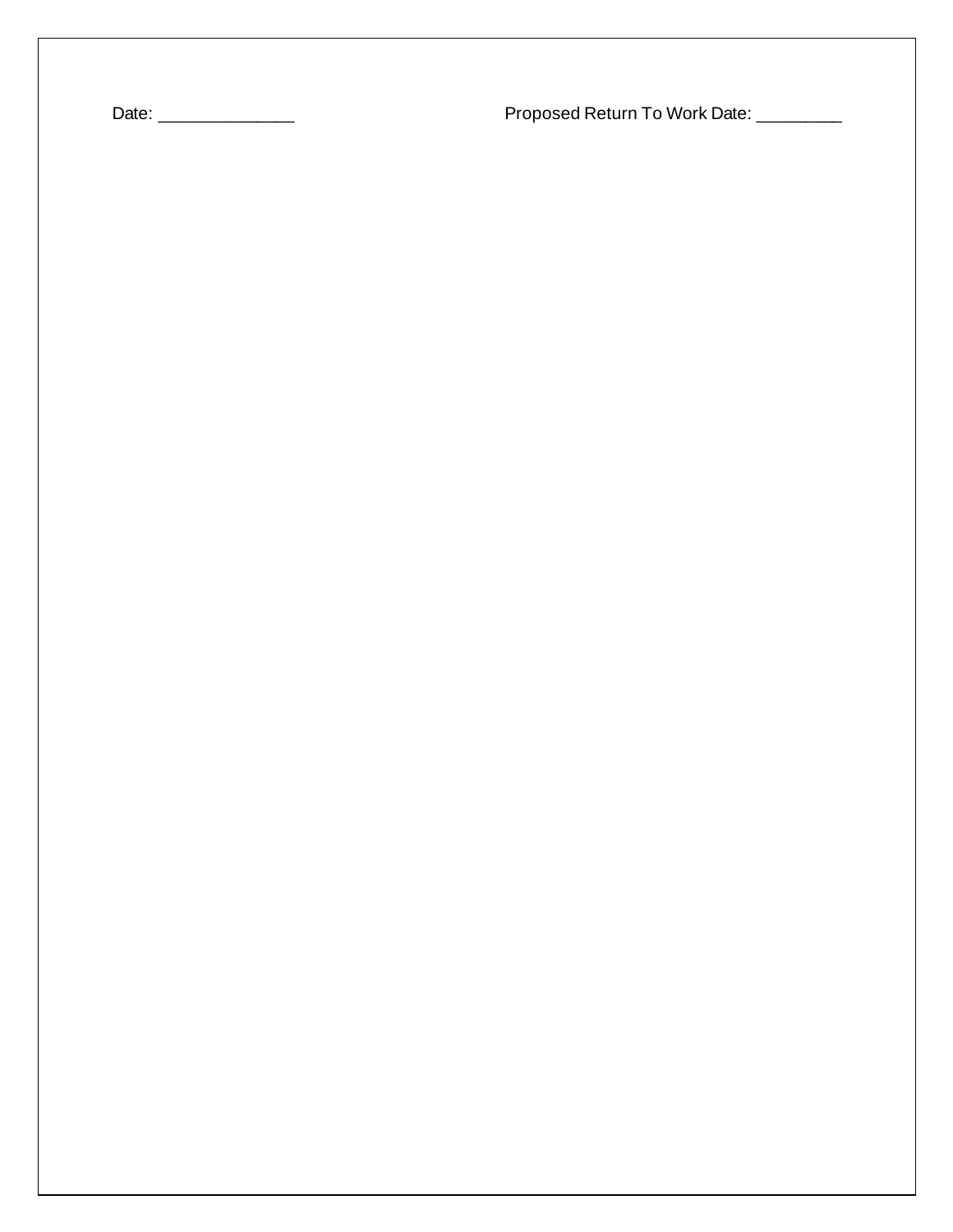Date: ______________ Proposed Return To Work Date: _________